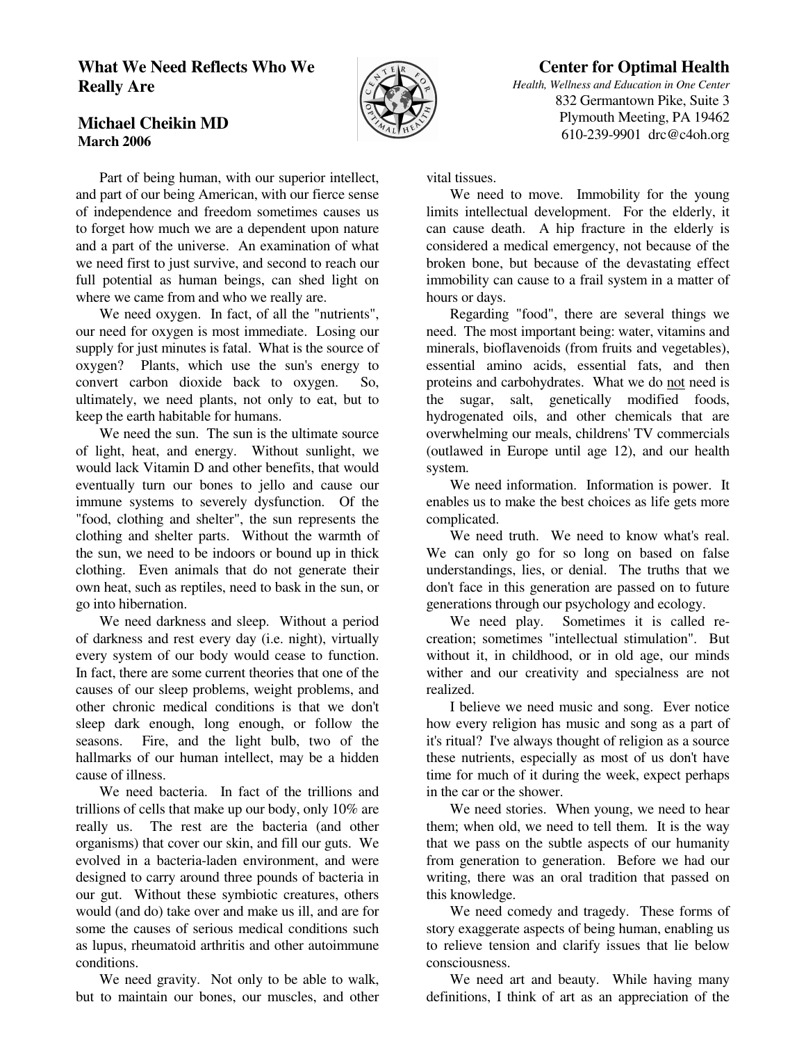# What We Need Reflects Who We Really Are

## Michael Cheikin MD
**March 2006**

**Center for Optimal Health**
*Health, Wellness and Education in One Center*
832 Germantown Pike, Suite 3
Plymouth Meeting, PA 19462
610-239-9901 drc@c4oh.org

Part of being human, with our superior intellect, and part of our being American, with our fierce sense of independence and freedom sometimes causes us to forget how much we are a dependent upon nature and a part of the universe. An examination of what we need first to just survive, and second to reach our full potential as human beings, can shed light on where we came from and who we really are.

We need oxygen. In fact, of all the "nutrients", our need for oxygen is most immediate. Losing our supply for just minutes is fatal. What is the source of oxygen? Plants, which use the sun's energy to convert carbon dioxide back to oxygen. So, ultimately, we need plants, not only to eat, but to keep the earth habitable for humans.

We need the sun. The sun is the ultimate source of light, heat, and energy. Without sunlight, we would lack Vitamin D and other benefits, that would eventually turn our bones to jello and cause our immune systems to severely dysfunction. Of the "food, clothing and shelter", the sun represents the clothing and shelter parts. Without the warmth of the sun, we need to be indoors or bound up in thick clothing. Even animals that do not generate their own heat, such as reptiles, need to bask in the sun, or go into hibernation.

We need darkness and sleep. Without a period of darkness and rest every day (i.e. night), virtually every system of our body would cease to function. In fact, there are some current theories that one of the causes of our sleep problems, weight problems, and other chronic medical conditions is that we don't sleep dark enough, long enough, or follow the seasons. Fire, and the light bulb, two of the hallmarks of our human intellect, may be a hidden cause of illness.

We need bacteria. In fact of the trillions and trillions of cells that make up our body, only 10% are really us. The rest are the bacteria (and other organisms) that cover our skin, and fill our guts. We evolved in a bacteria-laden environment, and were designed to carry around three pounds of bacteria in our gut. Without these symbiotic creatures, others would (and do) take over and make us ill, and are for some the causes of serious medical conditions such as lupus, rheumatoid arthritis and other autoimmune conditions.

We need gravity. Not only to be able to walk, but to maintain our bones, our muscles, and other vital tissues.

We need to move. Immobility for the young limits intellectual development. For the elderly, it can cause death. A hip fracture in the elderly is considered a medical emergency, not because of the broken bone, but because of the devastating effect immobility can cause to a frail system in a matter of hours or days.

Regarding "food", there are several things we need. The most important being: water, vitamins and minerals, bioflavenoids (from fruits and vegetables), essential amino acids, essential fats, and then proteins and carbohydrates. What we do <u>not</u> need is the sugar, salt, genetically modified foods, hydrogenated oils, and other chemicals that are overwhelming our meals, childrens' TV commercials (outlawed in Europe until age 12), and our health system.

We need information. Information is power. It enables us to make the best choices as life gets more complicated.

We need truth. We need to know what's real. We can only go for so long on based on false understandings, lies, or denial. The truths that we don't face in this generation are passed on to future generations through our psychology and ecology.

We need play. Sometimes it is called re-creation; sometimes "intellectual stimulation". But without it, in childhood, or in old age, our minds wither and our creativity and specialness are not realized.

I believe we need music and song. Ever notice how every religion has music and song as a part of it's ritual? I've always thought of religion as a source these nutrients, especially as most of us don't have time for much of it during the week, expect perhaps in the car or the shower.

We need stories. When young, we need to hear them; when old, we need to tell them. It is the way that we pass on the subtle aspects of our humanity from generation to generation. Before we had our writing, there was an oral tradition that passed on this knowledge.

We need comedy and tragedy. These forms of story exaggerate aspects of being human, enabling us to relieve tension and clarify issues that lie below consciousness.

We need art and beauty. While having many definitions, I think of art as an appreciation of the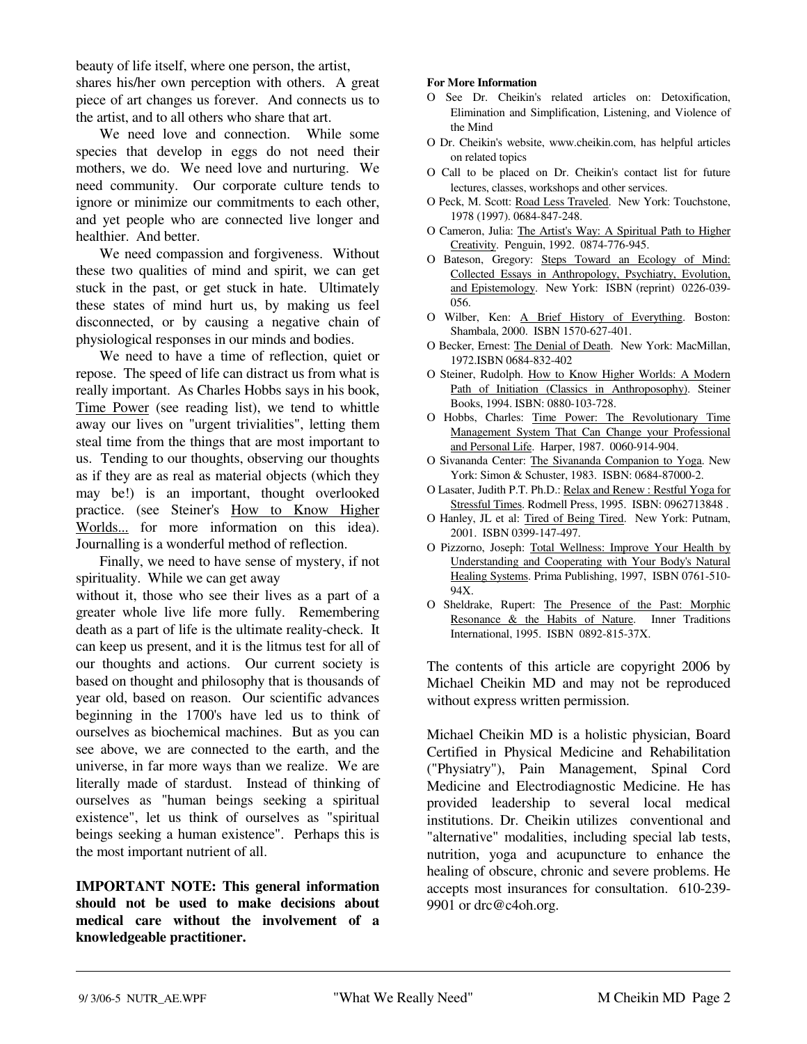beauty of life itself, where one person, the artist, shares his/her own perception with others. A great piece of art changes us forever. And connects us to the artist, and to all others who share that art.

We need love and connection. While some species that develop in eggs do not need their mothers, we do. We need love and nurturing. We need community. Our corporate culture tends to ignore or minimize our commitments to each other, and yet people who are connected live longer and healthier. And better.

We need compassion and forgiveness. Without these two qualities of mind and spirit, we can get stuck in the past, or get stuck in hate. Ultimately these states of mind hurt us, by making us feel disconnected, or by causing a negative chain of physiological responses in our minds and bodies.

We need to have a time of reflection, quiet or repose. The speed of life can distract us from what is really important. As Charles Hobbs says in his book, Time Power (see reading list), we tend to whittle away our lives on "urgent trivialities", letting them steal time from the things that are most important to us. Tending to our thoughts, observing our thoughts as if they are as real as material objects (which they may be!) is an important, thought overlooked practice. (see Steiner's How to Know Higher Worlds... for more information on this idea). Journalling is a wonderful method of reflection.

Finally, we need to have sense of mystery, if not spirituality. While we can get away without it, those who see their lives as a part of a greater whole live life more fully. Remembering death as a part of life is the ultimate reality-check. It can keep us present, and it is the litmus test for all of our thoughts and actions. Our current society is based on thought and philosophy that is thousands of year old, based on reason. Our scientific advances beginning in the 1700's have led us to think of ourselves as biochemical machines. But as you can see above, we are connected to the earth, and the universe, in far more ways than we realize. We are literally made of stardust. Instead of thinking of ourselves as "human beings seeking a spiritual existence", let us think of ourselves as "spiritual beings seeking a human existence". Perhaps this is the most important nutrient of all.

**IMPORTANT NOTE: This general information should not be used to make decisions about medical care without the involvement of a knowledgeable practitioner.**

**For More Information**

- See Dr. Cheikin's related articles on: Detoxification, Elimination and Simplification, Listening, and Violence of the Mind
- Dr. Cheikin's website, www.cheikin.com, has helpful articles on related topics
- Call to be placed on Dr. Cheikin's contact list for future lectures, classes, workshops and other services.
- Peck, M. Scott: Road Less Traveled. New York: Touchstone, 1978 (1997). 0684-847-248.
- Cameron, Julia: The Artist's Way: A Spiritual Path to Higher Creativity. Penguin, 1992. 0874-776-945.
- Bateson, Gregory: Steps Toward an Ecology of Mind: Collected Essays in Anthropology, Psychiatry, Evolution, and Epistemology. New York: ISBN (reprint) 0226-039-056.
- Wilber, Ken: A Brief History of Everything. Boston: Shambala, 2000. ISBN 1570-627-401.
- Becker, Ernest: The Denial of Death. New York: MacMillan, 1972.ISBN 0684-832-402
- Steiner, Rudolph. How to Know Higher Worlds: A Modern Path of Initiation (Classics in Anthroposophy). Steiner Books, 1994. ISBN: 0880-103-728.
- Hobbs, Charles: Time Power: The Revolutionary Time Management System That Can Change your Professional and Personal Life. Harper, 1987. 0060-914-904.
- Sivananda Center: The Sivananda Companion to Yoga. New York: Simon & Schuster, 1983. ISBN: 0684-87000-2.
- Lasater, Judith P.T. Ph.D.: Relax and Renew : Restful Yoga for Stressful Times. Rodmell Press, 1995. ISBN: 0962713848 .
- Hanley, JL et al: Tired of Being Tired. New York: Putnam, 2001. ISBN 0399-147-497.
- Pizzorno, Joseph: Total Wellness: Improve Your Health by Understanding and Cooperating with Your Body's Natural Healing Systems. Prima Publishing, 1997, ISBN 0761-510-94X.
- Sheldrake, Rupert: The Presence of the Past: Morphic Resonance & the Habits of Nature. Inner Traditions International, 1995. ISBN 0892-815-37X.

The contents of this article are copyright 2006 by Michael Cheikin MD and may not be reproduced without express written permission.

Michael Cheikin MD is a holistic physician, Board Certified in Physical Medicine and Rehabilitation ("Physiatry"), Pain Management, Spinal Cord Medicine and Electrodiagnostic Medicine. He has provided leadership to several local medical institutions. Dr. Cheikin utilizes conventional and "alternative" modalities, including special lab tests, nutrition, yoga and acupuncture to enhance the healing of obscure, chronic and severe problems. He accepts most insurances for consultation. 610-239-9901 or drc@c4oh.org.